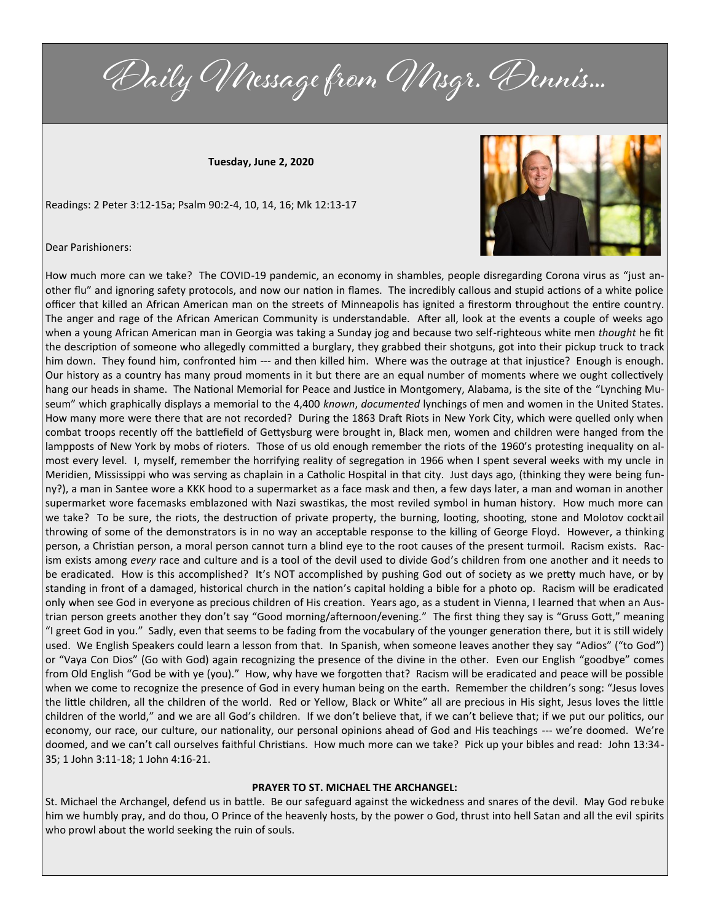# Daily Message from Msgr. Dennis...

**Tuesday, June 2, 2020**

Readings: 2 Peter 3:12-15a; Psalm 90:2-4, 10, 14, 16; Mk 12:13-17

Dear Parishioners:

How much more can we take? The COVID-19 pandemic, an economy in shambles, people disregarding Corona virus as "just another flu" and ignoring safety protocols, and now our nation in flames. The incredibly callous and stupid actions of a white police officer that killed an African American man on the streets of Minneapolis has ignited a firestorm throughout the entire country. The anger and rage of the African American Community is understandable. After all, look at the events a couple of weeks ago when a young African American man in Georgia was taking a Sunday jog and because two self-righteous white men *thought* he fit the description of someone who allegedly committed a burglary, they grabbed their shotguns, got into their pickup truck to track him down. They found him, confronted him --- and then killed him. Where was the outrage at that injustice? Enough is enough. Our history as a country has many proud moments in it but there are an equal number of moments where we ought collectively hang our heads in shame. The National Memorial for Peace and Justice in Montgomery, Alabama, is the site of the "Lynching Museum" which graphically displays a memorial to the 4,400 *known*, *documented* lynchings of men and women in the United States. How many more were there that are not recorded? During the 1863 Draft Riots in New York City, which were quelled only when combat troops recently off the battlefield of Gettysburg were brought in, Black men, women and children were hanged from the lampposts of New York by mobs of rioters. Those of us old enough remember the riots of the 1960's protesting inequality on almost every level. I, myself, remember the horrifying reality of segregation in 1966 when I spent several weeks with my uncle in Meridien, Mississippi who was serving as chaplain in a Catholic Hospital in that city. Just days ago, (thinking they were being funny?), a man in Santee wore a KKK hood to a supermarket as a face mask and then, a few days later, a man and woman in another supermarket wore facemasks emblazoned with Nazi swastikas, the most reviled symbol in human history. How much more can we take? To be sure, the riots, the destruction of private property, the burning, looting, shooting, stone and Molotov cocktail throwing of some of the demonstrators is in no way an acceptable response to the killing of George Floyd. However, a thinking person, a Christian person, a moral person cannot turn a blind eye to the root causes of the present turmoil. Racism exists. Racism exists among *every* race and culture and is a tool of the devil used to divide God's children from one another and it needs to be eradicated. How is this accomplished? It's NOT accomplished by pushing God out of society as we pretty much have, or by standing in front of a damaged, historical church in the nation's capital holding a bible for a photo op. Racism will be eradicated only when see God in everyone as precious children of His creation. Years ago, as a student in Vienna, I learned that when an Austrian person greets another they don't say "Good morning/afternoon/evening." The first thing they say is "Gruss Gott," meaning "I greet God in you." Sadly, even that seems to be fading from the vocabulary of the younger generation there, but it is still widely used. We English Speakers could learn a lesson from that. In Spanish, when someone leaves another they say "Adios" ("to God") or "Vaya Con Dios" (Go with God) again recognizing the presence of the divine in the other. Even our English "goodbye" comes from Old English "God be with ye (you)." How, why have we forgotten that? Racism will be eradicated and peace will be possible when we come to recognize the presence of God in every human being on the earth. Remember the children's song: "Jesus loves the little children, all the children of the world. Red or Yellow, Black or White" all are precious in His sight, Jesus loves the little children of the world," and we are all God's children. If we don't believe that, if we can't believe that; if we put our politics, our economy, our race, our culture, our nationality, our personal opinions ahead of God and His teachings --- we're doomed. We're doomed, and we can't call ourselves faithful Christians. How much more can we take? Pick up your bibles and read: John 13:34-35; 1 John 3:11-18; 1 John 4:16-21.

**PRAYER TO ST. MICHAEL THE ARCHANGEL:**

St. Michael the Archangel, defend us in battle. Be our safeguard against the wickedness and snares of the devil. May God rebuke him we humbly pray, and do thou, O Prince of the heavenly hosts, by the power o God, thrust into hell Satan and all the evil spirits who prowl about the world seeking the ruin of souls.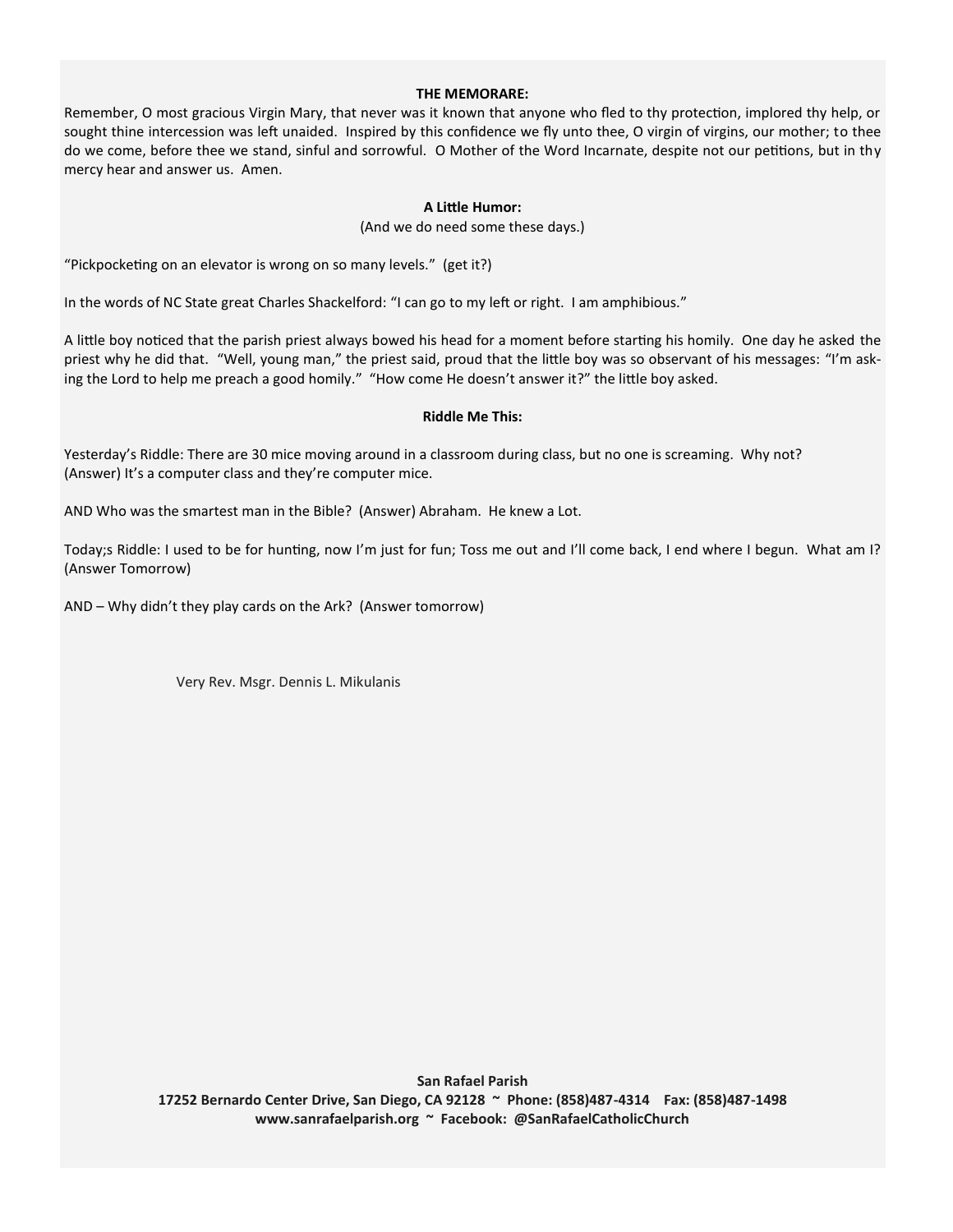**THE MEMORARE:**

Remember, O most gracious Virgin Mary, that never was it known that anyone who fled to thy protection, implored thy help, or sought thine intercession was left unaided. Inspired by this confidence we fly unto thee, O virgin of virgins, our mother; to thee do we come, before thee we stand, sinful and sorrowful. O Mother of the Word Incarnate, despite not our petitions, but in thy mercy hear and answer us. Amen.

**A Little Humor:**

(And we do need some these days.)

"Pickpocketing on an elevator is wrong on so many levels." (get it?)

In the words of NC State great Charles Shackelford: "I can go to my left or right. I am amphibious."

A little boy noticed that the parish priest always bowed his head for a moment before starting his homily. One day he asked the priest why he did that. "Well, young man," the priest said, proud that the little boy was so observant of his messages: "I'm asking the Lord to help me preach a good homily." "How come He doesn't answer it?" the little boy asked.

**Riddle Me This:**

Yesterday's Riddle: There are 30 mice moving around in a classroom during class, but no one is screaming. Why not? (Answer) It's a computer class and they're computer mice.

AND Who was the smartest man in the Bible? (Answer) Abraham. He knew a Lot.

Today;s Riddle: I used to be for hunting, now I'm just for fun; Toss me out and I'll come back, I end where I begun. What am I? (Answer Tomorrow)

AND – Why didn't they play cards on the Ark? (Answer tomorrow)

Very Rev. Msgr. Dennis L. Mikulanis

**San Rafael Parish**
**17252 Bernardo Center Drive, San Diego, CA 92128 ~ Phone: (858)487-4314 Fax: (858)487-1498**
**www.sanrafaelparish.org ~ Facebook: @SanRafaelCatholicChurch**